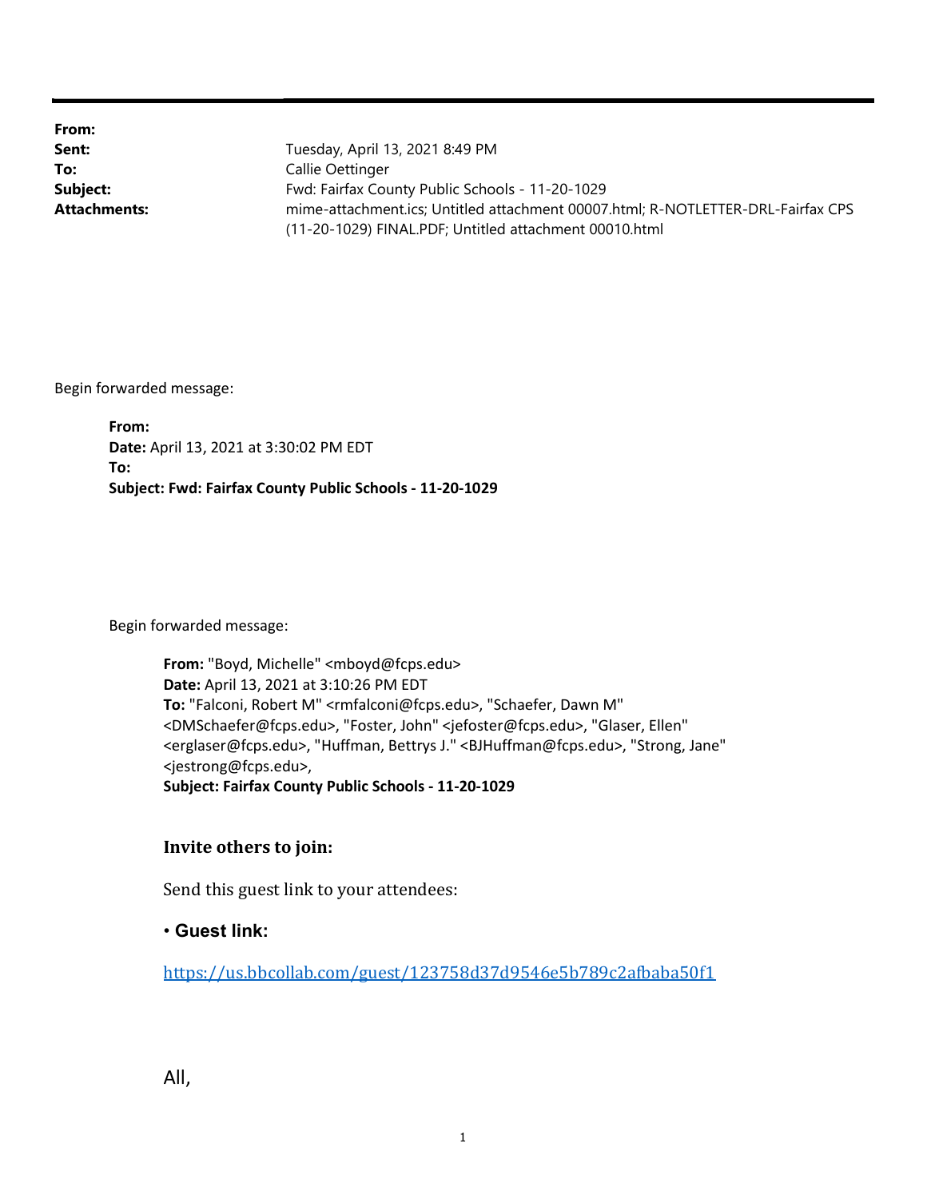**From:**
**Sent:** Tuesday, April 13, 2021 8:49 PM
**To:** Callie Oettinger
**Subject:** Fwd: Fairfax County Public Schools - 11-20-1029
**Attachments:** mime-attachment.ics; Untitled attachment 00007.html; R-NOTLETTER-DRL-Fairfax CPS (11-20-1029) FINAL.PDF; Untitled attachment 00010.html

Begin forwarded message:

> **From:**
> **Date:** April 13, 2021 at 3:30:02 PM EDT
> **To:**
> **Subject: Fwd: Fairfax County Public Schools - 11-20-1029**
>
> Begin forwarded message:
>
> > **From:** "Boyd, Michelle" <mboyd@fcps.edu>
> > **Date:** April 13, 2021 at 3:10:26 PM EDT
> > **To:** "Falconi, Robert M" <rmfalconi@fcps.edu>, "Schaefer, Dawn M" <DMSchaefer@fcps.edu>, "Foster, John" <jefoster@fcps.edu>, "Glaser, Ellen" <erglaser@fcps.edu>, "Huffman, Bettrys J." <BJHuffman@fcps.edu>, "Strong, Jane" <jestrong@fcps.edu>,
> > **Subject: Fairfax County Public Schools - 11-20-1029**
> >
> > **Invite others to join:**
> >
> > Send this guest link to your attendees:
> >
> > • **Guest link:**
> >
> > https://us.bbcollab.com/guest/123758d37d9546e5b789c2afbaba50f1
> >
> > All,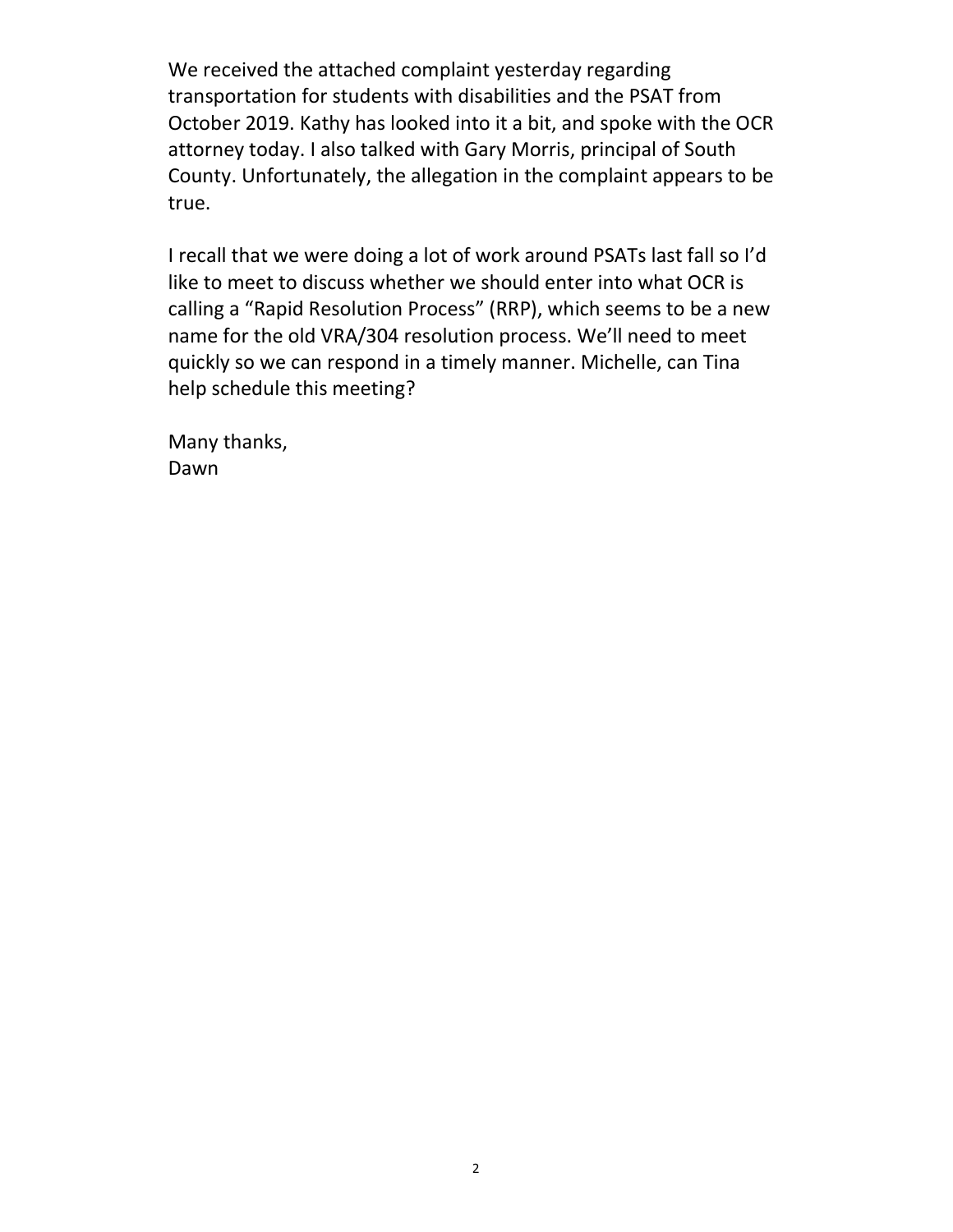We received the attached complaint yesterday regarding transportation for students with disabilities and the PSAT from October 2019. Kathy has looked into it a bit, and spoke with the OCR attorney today. I also talked with Gary Morris, principal of South County. Unfortunately, the allegation in the complaint appears to be true.

I recall that we were doing a lot of work around PSATs last fall so I'd like to meet to discuss whether we should enter into what OCR is calling a "Rapid Resolution Process" (RRP), which seems to be a new name for the old VRA/304 resolution process. We'll need to meet quickly so we can respond in a timely manner. Michelle, can Tina help schedule this meeting?

Many thanks,
Dawn